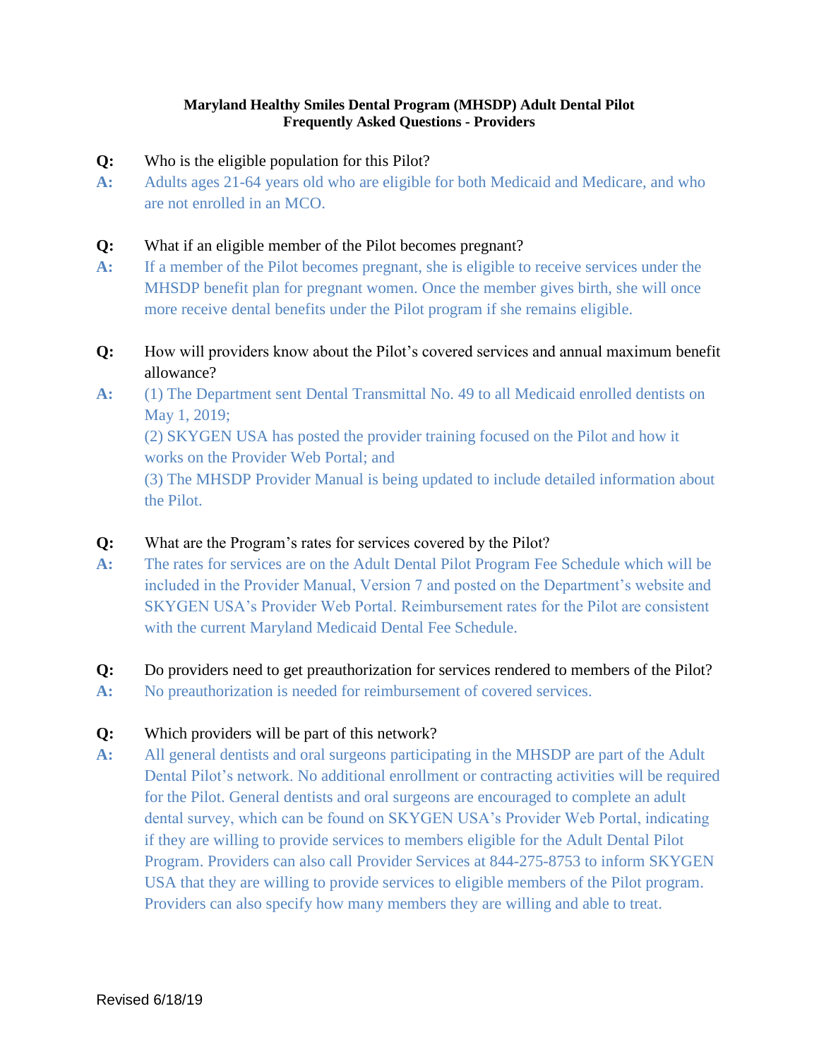# Maryland Healthy Smiles Dental Program (MHSDP) Adult Dental Pilot
## Frequently Asked Questions - Providers

**Q:** Who is the eligible population for this Pilot?

**A:** Adults ages 21-64 years old who are eligible for both Medicaid and Medicare, and who are not enrolled in an MCO.

**Q:** What if an eligible member of the Pilot becomes pregnant?

**A:** If a member of the Pilot becomes pregnant, she is eligible to receive services under the MHSDP benefit plan for pregnant women. Once the member gives birth, she will once more receive dental benefits under the Pilot program if she remains eligible.

**Q:** How will providers know about the Pilot's covered services and annual maximum benefit allowance?

**A:** (1) The Department sent Dental Transmittal No. 49 to all Medicaid enrolled dentists on May 1, 2019;
(2) SKYGEN USA has posted the provider training focused on the Pilot and how it works on the Provider Web Portal; and
(3) The MHSDP Provider Manual is being updated to include detailed information about the Pilot.

**Q:** What are the Program's rates for services covered by the Pilot?

**A:** The rates for services are on the Adult Dental Pilot Program Fee Schedule which will be included in the Provider Manual, Version 7 and posted on the Department's website and SKYGEN USA's Provider Web Portal. Reimbursement rates for the Pilot are consistent with the current Maryland Medicaid Dental Fee Schedule.

**Q:** Do providers need to get preauthorization for services rendered to members of the Pilot?

**A:** No preauthorization is needed for reimbursement of covered services.

**Q:** Which providers will be part of this network?

**A:** All general dentists and oral surgeons participating in the MHSDP are part of the Adult Dental Pilot's network. No additional enrollment or contracting activities will be required for the Pilot. General dentists and oral surgeons are encouraged to complete an adult dental survey, which can be found on SKYGEN USA's Provider Web Portal, indicating if they are willing to provide services to members eligible for the Adult Dental Pilot Program. Providers can also call Provider Services at 844-275-8753 to inform SKYGEN USA that they are willing to provide services to eligible members of the Pilot program. Providers can also specify how many members they are willing and able to treat.

Revised 6/18/19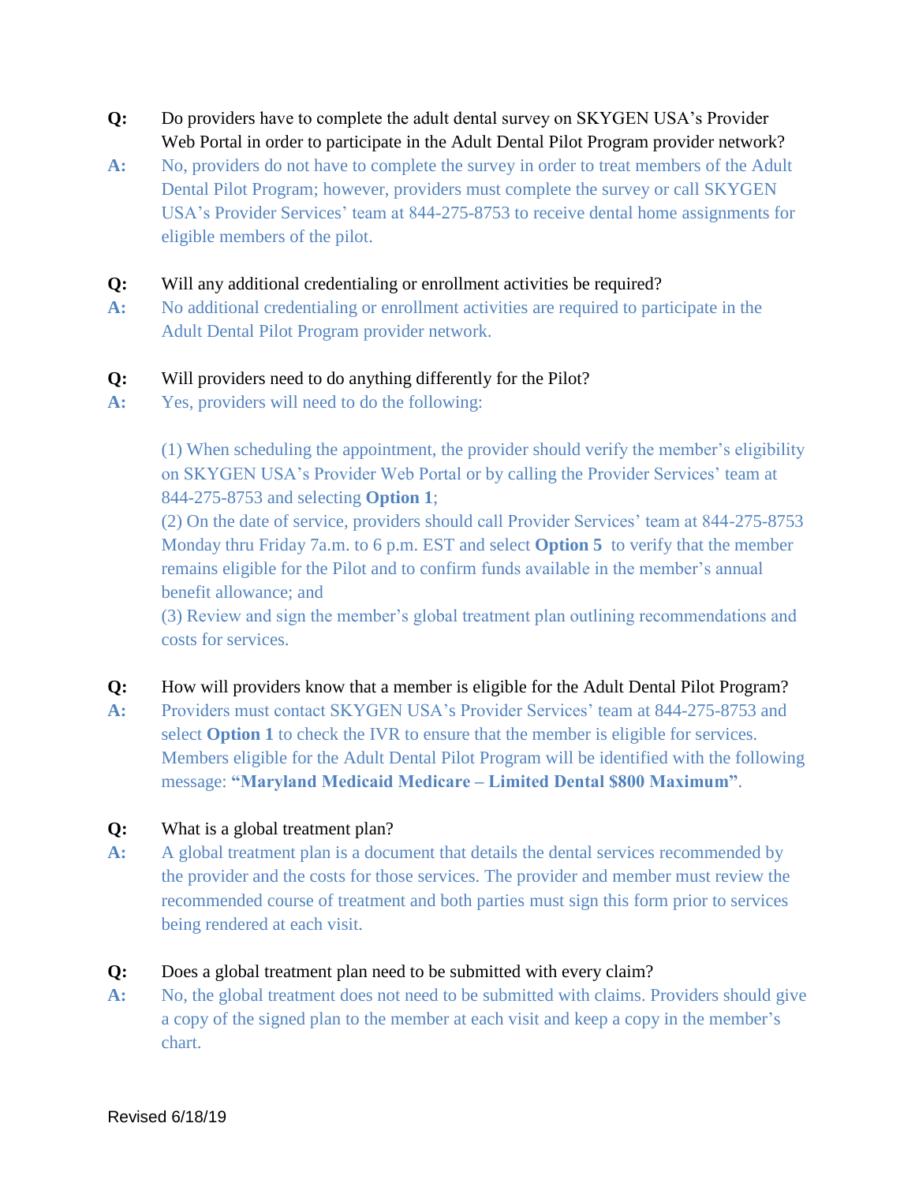**Q:** Do providers have to complete the adult dental survey on SKYGEN USA's Provider Web Portal in order to participate in the Adult Dental Pilot Program provider network?

**A:** No, providers do not have to complete the survey in order to treat members of the Adult Dental Pilot Program; however, providers must complete the survey or call SKYGEN USA's Provider Services' team at 844-275-8753 to receive dental home assignments for eligible members of the pilot.

**Q:** Will any additional credentialing or enrollment activities be required?

**A:** No additional credentialing or enrollment activities are required to participate in the Adult Dental Pilot Program provider network.

**Q:** Will providers need to do anything differently for the Pilot?

**A:** Yes, providers will need to do the following:

(1) When scheduling the appointment, the provider should verify the member's eligibility on SKYGEN USA's Provider Web Portal or by calling the Provider Services' team at 844-275-8753 and selecting **Option 1**;
(2) On the date of service, providers should call Provider Services' team at 844-275-8753 Monday thru Friday 7a.m. to 6 p.m. EST and select **Option 5** to verify that the member remains eligible for the Pilot and to confirm funds available in the member's annual benefit allowance; and
(3) Review and sign the member's global treatment plan outlining recommendations and costs for services.

**Q:** How will providers know that a member is eligible for the Adult Dental Pilot Program?

**A:** Providers must contact SKYGEN USA's Provider Services' team at 844-275-8753 and select **Option 1** to check the IVR to ensure that the member is eligible for services. Members eligible for the Adult Dental Pilot Program will be identified with the following message: **"Maryland Medicaid Medicare – Limited Dental $800 Maximum"**.

**Q:** What is a global treatment plan?

**A:** A global treatment plan is a document that details the dental services recommended by the provider and the costs for those services. The provider and member must review the recommended course of treatment and both parties must sign this form prior to services being rendered at each visit.

**Q:** Does a global treatment plan need to be submitted with every claim?

**A:** No, the global treatment does not need to be submitted with claims. Providers should give a copy of the signed plan to the member at each visit and keep a copy in the member's chart.

Revised 6/18/19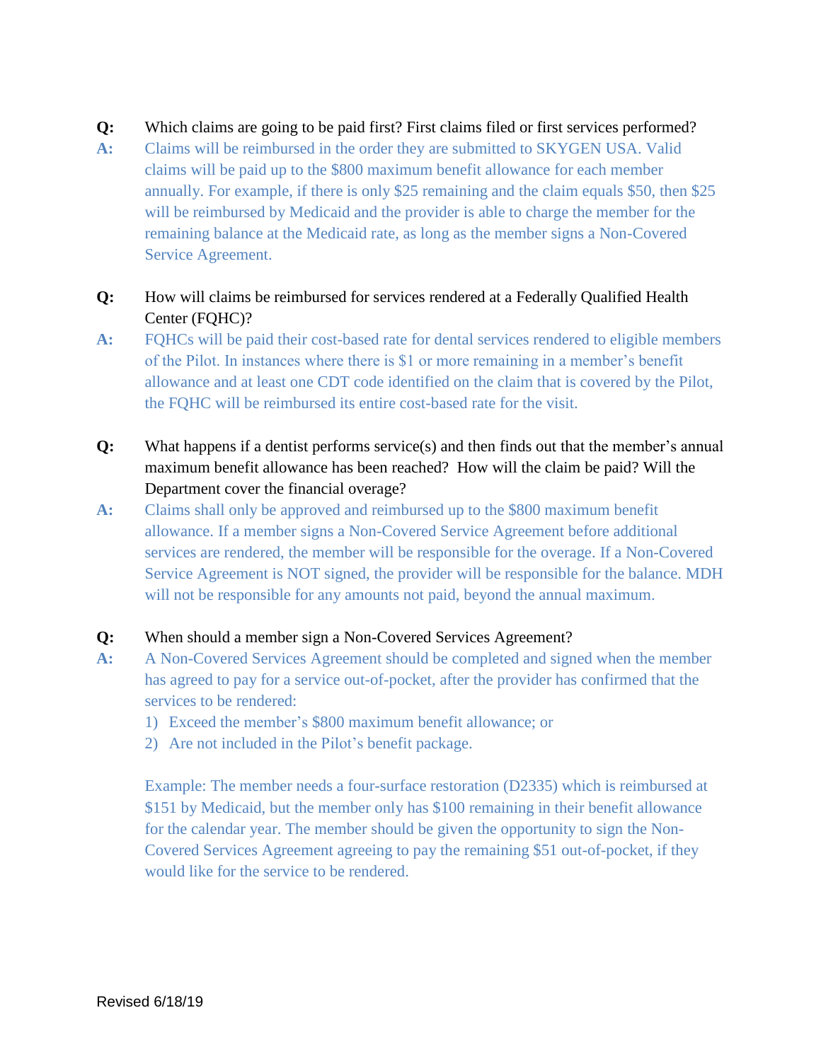**Q:** Which claims are going to be paid first? First claims filed or first services performed?

**A:** Claims will be reimbursed in the order they are submitted to SKYGEN USA. Valid claims will be paid up to the $800 maximum benefit allowance for each member annually. For example, if there is only $25 remaining and the claim equals $50, then $25 will be reimbursed by Medicaid and the provider is able to charge the member for the remaining balance at the Medicaid rate, as long as the member signs a Non-Covered Service Agreement.

**Q:** How will claims be reimbursed for services rendered at a Federally Qualified Health Center (FQHC)?

**A:** FQHCs will be paid their cost-based rate for dental services rendered to eligible members of the Pilot. In instances where there is $1 or more remaining in a member's benefit allowance and at least one CDT code identified on the claim that is covered by the Pilot, the FQHC will be reimbursed its entire cost-based rate for the visit.

**Q:** What happens if a dentist performs service(s) and then finds out that the member's annual maximum benefit allowance has been reached? How will the claim be paid? Will the Department cover the financial overage?

**A:** Claims shall only be approved and reimbursed up to the $800 maximum benefit allowance. If a member signs a Non-Covered Service Agreement before additional services are rendered, the member will be responsible for the overage. If a Non-Covered Service Agreement is NOT signed, the provider will be responsible for the balance. MDH will not be responsible for any amounts not paid, beyond the annual maximum.

**Q:** When should a member sign a Non-Covered Services Agreement?

**A:** A Non-Covered Services Agreement should be completed and signed when the member has agreed to pay for a service out-of-pocket, after the provider has confirmed that the services to be rendered:

1) Exceed the member's $800 maximum benefit allowance; or
2) Are not included in the Pilot's benefit package.

Example: The member needs a four-surface restoration (D2335) which is reimbursed at $151 by Medicaid, but the member only has $100 remaining in their benefit allowance for the calendar year. The member should be given the opportunity to sign the Non-Covered Services Agreement agreeing to pay the remaining $51 out-of-pocket, if they would like for the service to be rendered.

Revised 6/18/19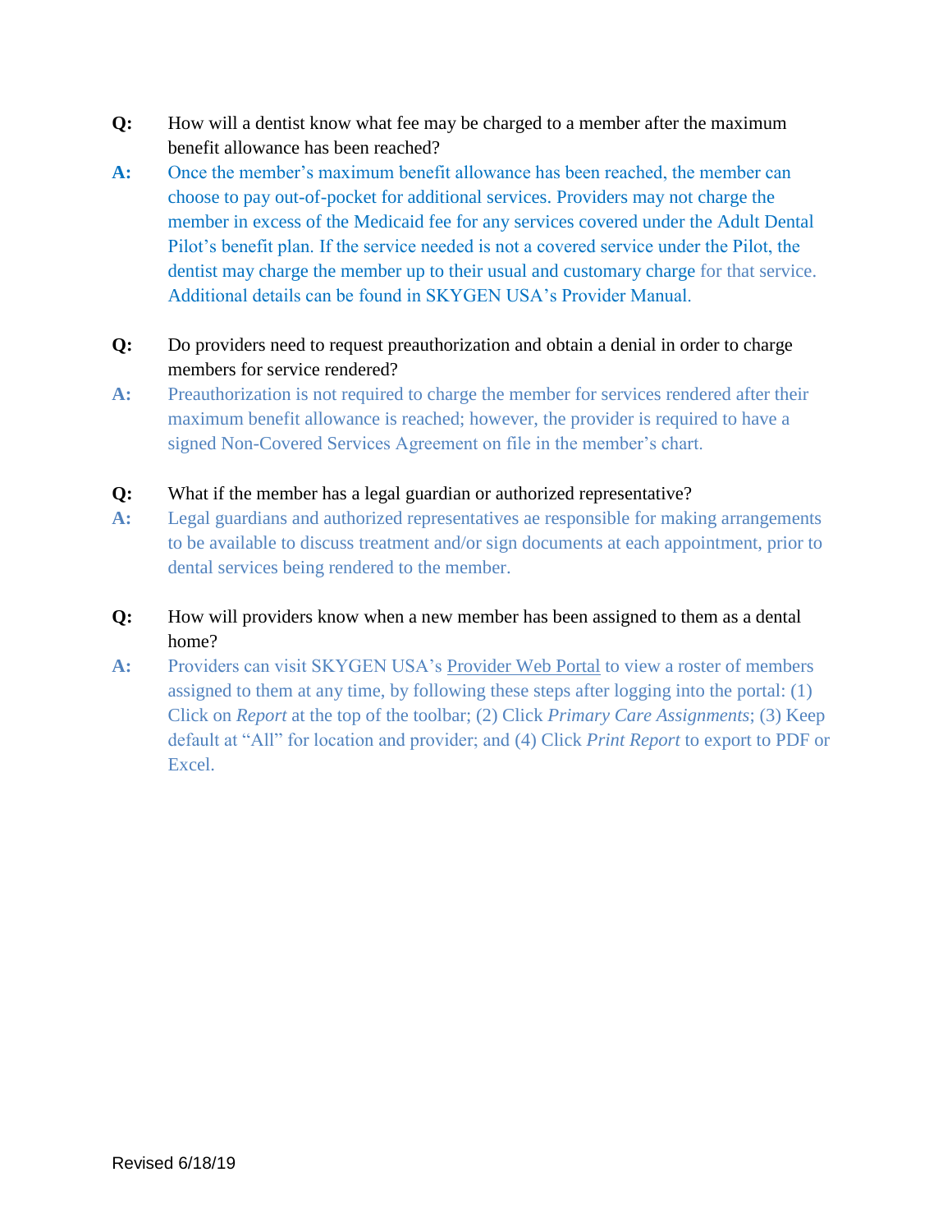**Q:** How will a dentist know what fee may be charged to a member after the maximum benefit allowance has been reached?

**A:** Once the member's maximum benefit allowance has been reached, the member can choose to pay out-of-pocket for additional services. Providers may not charge the member in excess of the Medicaid fee for any services covered under the Adult Dental Pilot's benefit plan. If the service needed is not a covered service under the Pilot, the dentist may charge the member up to their usual and customary charge for that service. Additional details can be found in SKYGEN USA's Provider Manual.

**Q:** Do providers need to request preauthorization and obtain a denial in order to charge members for service rendered?

**A:** Preauthorization is not required to charge the member for services rendered after their maximum benefit allowance is reached; however, the provider is required to have a signed Non-Covered Services Agreement on file in the member's chart.

**Q:** What if the member has a legal guardian or authorized representative?

**A:** Legal guardians and authorized representatives ae responsible for making arrangements to be available to discuss treatment and/or sign documents at each appointment, prior to dental services being rendered to the member.

**Q:** How will providers know when a new member has been assigned to them as a dental home?

**A:** Providers can visit SKYGEN USA's Provider Web Portal to view a roster of members assigned to them at any time, by following these steps after logging into the portal: (1) Click on *Report* at the top of the toolbar; (2) Click *Primary Care Assignments*; (3) Keep default at "All" for location and provider; and (4) Click *Print Report* to export to PDF or Excel.

Revised 6/18/19